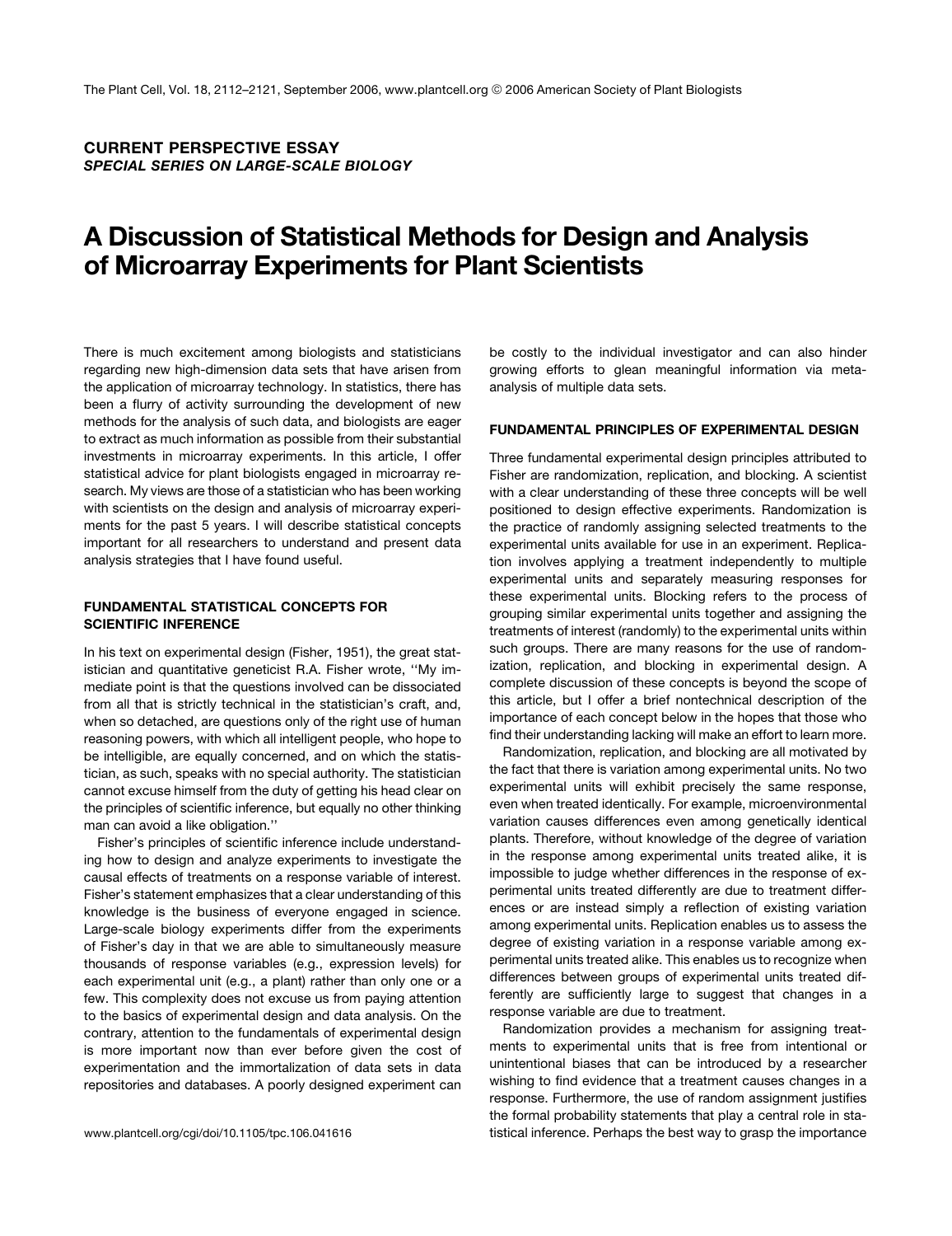CURRENT PERSPECTIVE ESSAY

*SPECIAL SERIES ON LARGE-SCALE BIOLOGY*

# A Discussion of Statistical Methods for Design and Analysis of Microarray Experiments for Plant Scientists

There is much excitement among biologists and statisticians regarding new high-dimension data sets that have arisen from the application of microarray technology. In statistics, there has been a flurry of activity surrounding the development of new methods for the analysis of such data, and biologists are eager to extract as much information as possible from their substantial investments in microarray experiments. In this article, I offer statistical advice for plant biologists engaged in microarray research. My views are those of a statistician who has been working with scientists on the design and analysis of microarray experiments for the past 5 years. I will describe statistical concepts important for all researchers to understand and present data analysis strategies that I have found useful.

## FUNDAMENTAL STATISTICAL CONCEPTS FOR SCIENTIFIC INFERENCE

In his text on experimental design (Fisher, 1951), the great statistician and quantitative geneticist R.A. Fisher wrote, ''My immediate point is that the questions involved can be dissociated from all that is strictly technical in the statistician's craft, and, when so detached, are questions only of the right use of human reasoning powers, with which all intelligent people, who hope to be intelligible, are equally concerned, and on which the statistician, as such, speaks with no special authority. The statistician cannot excuse himself from the duty of getting his head clear on the principles of scientific inference, but equally no other thinking man can avoid a like obligation.''

Fisher's principles of scientific inference include understanding how to design and analyze experiments to investigate the causal effects of treatments on a response variable of interest. Fisher's statement emphasizes that a clear understanding of this knowledge is the business of everyone engaged in science. Large-scale biology experiments differ from the experiments of Fisher's day in that we are able to simultaneously measure thousands of response variables (e.g., expression levels) for each experimental unit (e.g., a plant) rather than only one or a few. This complexity does not excuse us from paying attention to the basics of experimental design and data analysis. On the contrary, attention to the fundamentals of experimental design is more important now than ever before given the cost of experimentation and the immortalization of data sets in data repositories and databases. A poorly designed experiment can be costly to the individual investigator and can also hinder growing efforts to glean meaningful information via meta-analysis of multiple data sets.

## FUNDAMENTAL PRINCIPLES OF EXPERIMENTAL DESIGN

Three fundamental experimental design principles attributed to Fisher are randomization, replication, and blocking. A scientist with a clear understanding of these three concepts will be well positioned to design effective experiments. Randomization is the practice of randomly assigning selected treatments to the experimental units available for use in an experiment. Replication involves applying a treatment independently to multiple experimental units and separately measuring responses for these experimental units. Blocking refers to the process of grouping similar experimental units together and assigning the treatments of interest (randomly) to the experimental units within such groups. There are many reasons for the use of randomization, replication, and blocking in experimental design. A complete discussion of these concepts is beyond the scope of this article, but I offer a brief nontechnical description of the importance of each concept below in the hopes that those who find their understanding lacking will make an effort to learn more.

Randomization, replication, and blocking are all motivated by the fact that there is variation among experimental units. No two experimental units will exhibit precisely the same response, even when treated identically. For example, microenvironmental variation causes differences even among genetically identical plants. Therefore, without knowledge of the degree of variation in the response among experimental units treated alike, it is impossible to judge whether differences in the response of experimental units treated differently are due to treatment differences or are instead simply a reflection of existing variation among experimental units. Replication enables us to assess the degree of existing variation in a response variable among experimental units treated alike. This enables us to recognize when differences between groups of experimental units treated differently are sufficiently large to suggest that changes in a response variable are due to treatment.

Randomization provides a mechanism for assigning treatments to experimental units that is free from intentional or unintentional biases that can be introduced by a researcher wishing to find evidence that a treatment causes changes in a response. Furthermore, the use of random assignment justifies the formal probability statements that play a central role in statistical inference. Perhaps the best way to grasp the importance

www.plantcell.org/cgi/doi/10.1105/tpc.106.041616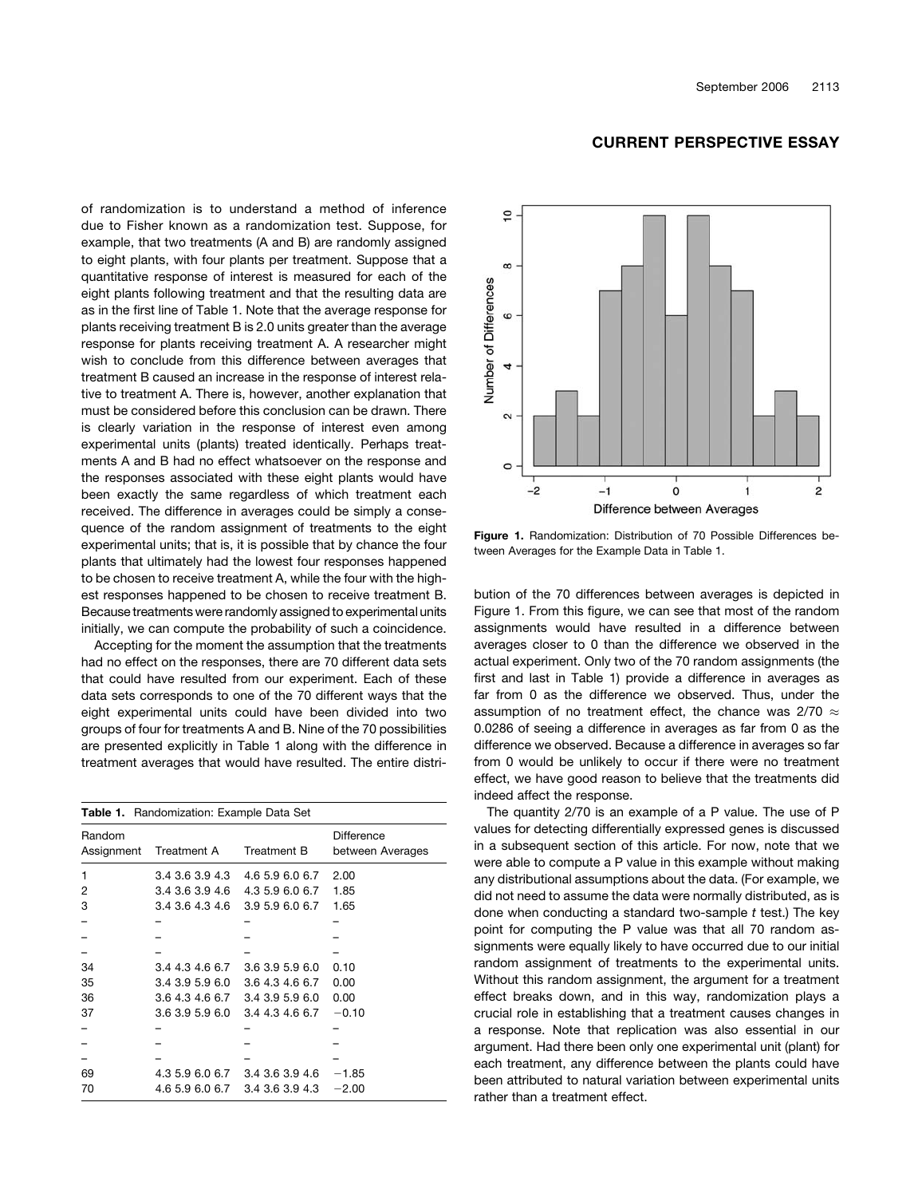of randomization is to understand a method of inference due to Fisher known as a randomization test. Suppose, for example, that two treatments (A and B) are randomly assigned to eight plants, with four plants per treatment. Suppose that a quantitative response of interest is measured for each of the eight plants following treatment and that the resulting data are as in the first line of Table 1. Note that the average response for plants receiving treatment B is 2.0 units greater than the average response for plants receiving treatment A. A researcher might wish to conclude from this difference between averages that treatment B caused an increase in the response of interest relative to treatment A. There is, however, another explanation that must be considered before this conclusion can be drawn. There is clearly variation in the response of interest even among experimental units (plants) treated identically. Perhaps treatments A and B had no effect whatsoever on the response and the responses associated with these eight plants would have been exactly the same regardless of which treatment each received. The difference in averages could be simply a consequence of the random assignment of treatments to the eight experimental units; that is, it is possible that by chance the four plants that ultimately had the lowest four responses happened to be chosen to receive treatment A, while the four with the highest responses happened to be chosen to receive treatment B. Because treatments were randomly assigned to experimental units initially, we can compute the probability of such a coincidence.

Accepting for the moment the assumption that the treatments had no effect on the responses, there are 70 different data sets that could have resulted from our experiment. Each of these data sets corresponds to one of the 70 different ways that the eight experimental units could have been divided into two groups of four for treatments A and B. Nine of the 70 possibilities are presented explicitly in Table 1 along with the difference in treatment averages that would have resulted. The entire distribution of the 70 differences between averages is depicted in Figure 1. From this figure, we can see that most of the random assignments would have resulted in a difference between averages closer to 0 than the difference we observed in the actual experiment. Only two of the 70 random assignments (the first and last in Table 1) provide a difference in averages as far from 0 as the difference we observed. Thus, under the assumption of no treatment effect, the chance was $2/70 \approx 0.0286$ of seeing a difference in averages as far from 0 as the difference we observed. Because a difference in averages so far from 0 would be unlikely to occur if there were no treatment effect, we have good reason to believe that the treatments did indeed affect the response.

**Table 1.** Randomization: Example Data Set

| Random Assignment | Treatment A | Treatment B | Difference between Averages |
|---|---|---|---|
| 1 | 3.4 3.6 3.9 4.3 | 4.6 5.9 6.0 6.7 | 2.00 |
| 2 | 3.4 3.6 3.9 4.6 | 4.3 5.9 6.0 6.7 | 1.85 |
| 3 | 3.4 3.6 4.3 4.6 | 3.9 5.9 6.0 6.7 | 1.65 |
| – | – | – | – |
| – | – | – | – |
| – | – | – | – |
| 34 | 3.4 4.3 4.6 6.7 | 3.6 3.9 5.9 6.0 | 0.10 |
| 35 | 3.4 3.9 5.9 6.0 | 3.6 4.3 4.6 6.7 | 0.00 |
| 36 | 3.6 4.3 4.6 6.7 | 3.4 3.9 5.9 6.0 | 0.00 |
| 37 | 3.6 3.9 5.9 6.0 | 3.4 4.3 4.6 6.7 | −0.10 |
| – | – | – | – |
| – | – | – | – |
| – | – | – | – |
| 69 | 4.3 5.9 6.0 6.7 | 3.4 3.6 3.9 4.6 | −1.85 |
| 70 | 4.6 5.9 6.0 6.7 | 3.4 3.6 3.9 4.3 | −2.00 |

**Figure 1.** Randomization: Distribution of 70 Possible Differences between Averages for the Example Data in Table 1.

The quantity 2/70 is an example of a P value. The use of P values for detecting differentially expressed genes is discussed in a subsequent section of this article. For now, note that we were able to compute a P value in this example without making any distributional assumptions about the data. (For example, we did not need to assume the data were normally distributed, as is done when conducting a standard two-sample *t* test.) The key point for computing the P value was that all 70 random assignments were equally likely to have occurred due to our initial random assignment of treatments to the experimental units. Without this random assignment, the argument for a treatment effect breaks down, and in this way, randomization plays a crucial role in establishing that a treatment causes changes in a response. Note that replication was also essential in our argument. Had there been only one experimental unit (plant) for each treatment, any difference between the plants could have been attributed to natural variation between experimental units rather than a treatment effect.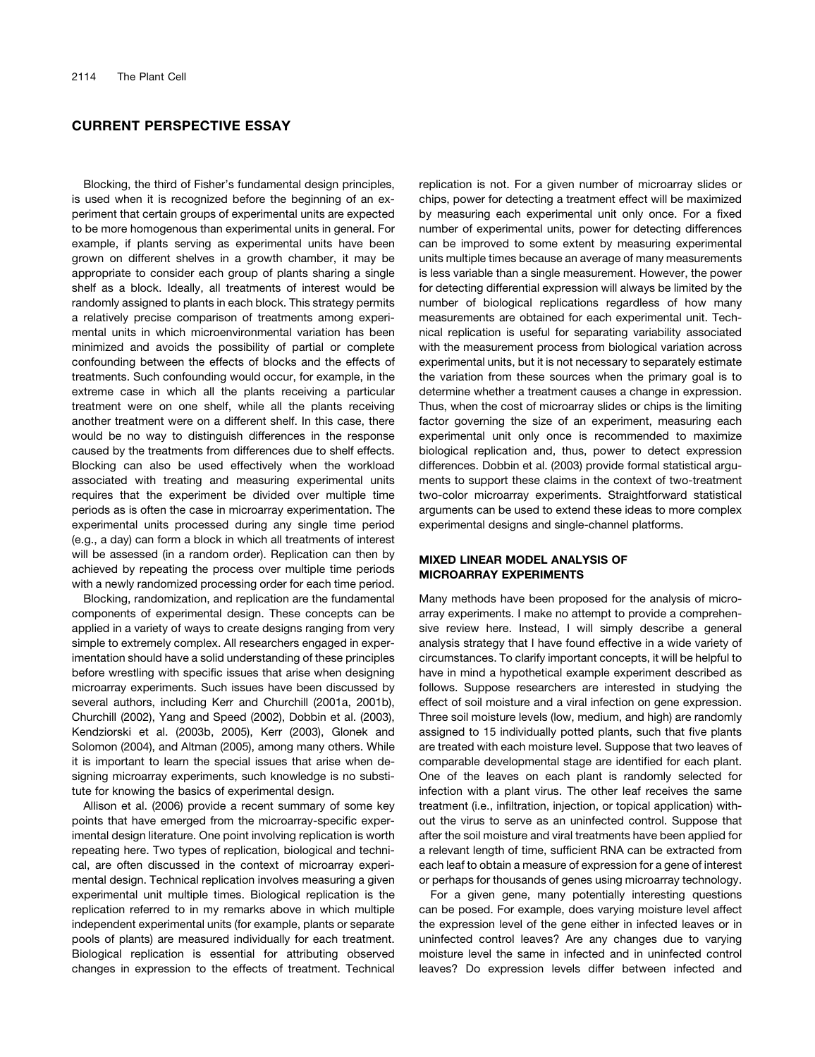## CURRENT PERSPECTIVE ESSAY

Blocking, the third of Fisher's fundamental design principles, is used when it is recognized before the beginning of an experiment that certain groups of experimental units are expected to be more homogenous than experimental units in general. For example, if plants serving as experimental units have been grown on different shelves in a growth chamber, it may be appropriate to consider each group of plants sharing a single shelf as a block. Ideally, all treatments of interest would be randomly assigned to plants in each block. This strategy permits a relatively precise comparison of treatments among experimental units in which microenvironmental variation has been minimized and avoids the possibility of partial or complete confounding between the effects of blocks and the effects of treatments. Such confounding would occur, for example, in the extreme case in which all the plants receiving a particular treatment were on one shelf, while all the plants receiving another treatment were on a different shelf. In this case, there would be no way to distinguish differences in the response caused by the treatments from differences due to shelf effects. Blocking can also be used effectively when the workload associated with treating and measuring experimental units requires that the experiment be divided over multiple time periods as is often the case in microarray experimentation. The experimental units processed during any single time period (e.g., a day) can form a block in which all treatments of interest will be assessed (in a random order). Replication can then by achieved by repeating the process over multiple time periods with a newly randomized processing order for each time period.

Blocking, randomization, and replication are the fundamental components of experimental design. These concepts can be applied in a variety of ways to create designs ranging from very simple to extremely complex. All researchers engaged in experimentation should have a solid understanding of these principles before wrestling with specific issues that arise when designing microarray experiments. Such issues have been discussed by several authors, including Kerr and Churchill (2001a, 2001b), Churchill (2002), Yang and Speed (2002), Dobbin et al. (2003), Kendziorski et al. (2003b, 2005), Kerr (2003), Glonek and Solomon (2004), and Altman (2005), among many others. While it is important to learn the special issues that arise when designing microarray experiments, such knowledge is no substitute for knowing the basics of experimental design.

Allison et al. (2006) provide a recent summary of some key points that have emerged from the microarray-specific experimental design literature. One point involving replication is worth repeating here. Two types of replication, biological and technical, are often discussed in the context of microarray experimental design. Technical replication involves measuring a given experimental unit multiple times. Biological replication is the replication referred to in my remarks above in which multiple independent experimental units (for example, plants or separate pools of plants) are measured individually for each treatment. Biological replication is essential for attributing observed changes in expression to the effects of treatment. Technical replication is not. For a given number of microarray slides or chips, power for detecting a treatment effect will be maximized by measuring each experimental unit only once. For a fixed number of experimental units, power for detecting differences can be improved to some extent by measuring experimental units multiple times because an average of many measurements is less variable than a single measurement. However, the power for detecting differential expression will always be limited by the number of biological replications regardless of how many measurements are obtained for each experimental unit. Technical replication is useful for separating variability associated with the measurement process from biological variation across experimental units, but it is not necessary to separately estimate the variation from these sources when the primary goal is to determine whether a treatment causes a change in expression. Thus, when the cost of microarray slides or chips is the limiting factor governing the size of an experiment, measuring each experimental unit only once is recommended to maximize biological replication and, thus, power to detect expression differences. Dobbin et al. (2003) provide formal statistical arguments to support these claims in the context of two-treatment two-color microarray experiments. Straightforward statistical arguments can be used to extend these ideas to more complex experimental designs and single-channel platforms.

### MIXED LINEAR MODEL ANALYSIS OF MICROARRAY EXPERIMENTS

Many methods have been proposed for the analysis of microarray experiments. I make no attempt to provide a comprehensive review here. Instead, I will simply describe a general analysis strategy that I have found effective in a wide variety of circumstances. To clarify important concepts, it will be helpful to have in mind a hypothetical example experiment described as follows. Suppose researchers are interested in studying the effect of soil moisture and a viral infection on gene expression. Three soil moisture levels (low, medium, and high) are randomly assigned to 15 individually potted plants, such that five plants are treated with each moisture level. Suppose that two leaves of comparable developmental stage are identified for each plant. One of the leaves on each plant is randomly selected for infection with a plant virus. The other leaf receives the same treatment (i.e., infiltration, injection, or topical application) without the virus to serve as an uninfected control. Suppose that after the soil moisture and viral treatments have been applied for a relevant length of time, sufficient RNA can be extracted from each leaf to obtain a measure of expression for a gene of interest or perhaps for thousands of genes using microarray technology.

For a given gene, many potentially interesting questions can be posed. For example, does varying moisture level affect the expression level of the gene either in infected leaves or in uninfected control leaves? Are any changes due to varying moisture level the same in infected and in uninfected control leaves? Do expression levels differ between infected and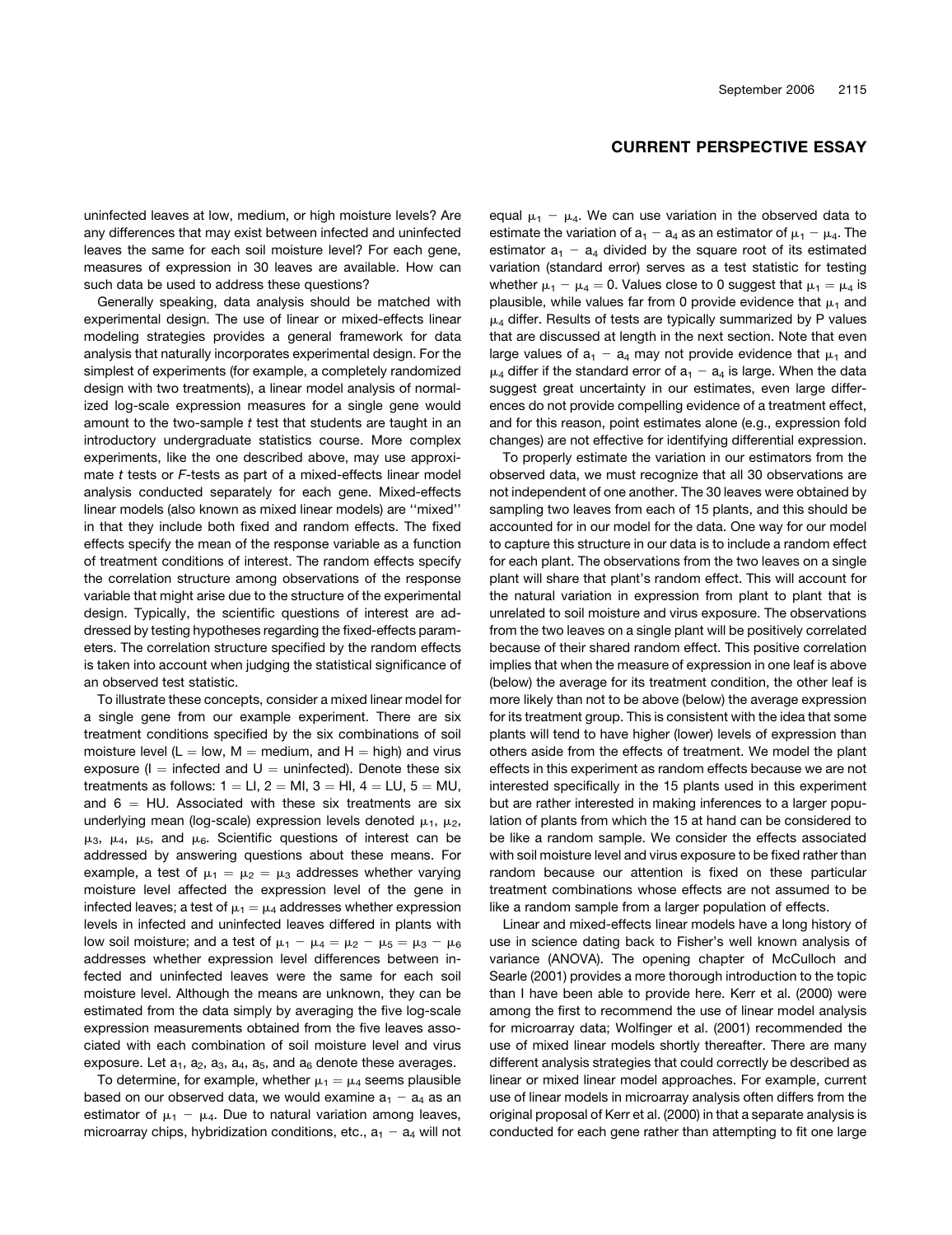uninfected leaves at low, medium, or high moisture levels? Are any differences that may exist between infected and uninfected leaves the same for each soil moisture level? For each gene, measures of expression in 30 leaves are available. How can such data be used to address these questions?

Generally speaking, data analysis should be matched with experimental design. The use of linear or mixed-effects linear modeling strategies provides a general framework for data analysis that naturally incorporates experimental design. For the simplest of experiments (for example, a completely randomized design with two treatments), a linear model analysis of normalized log-scale expression measures for a single gene would amount to the two-sample *t* test that students are taught in an introductory undergraduate statistics course. More complex experiments, like the one described above, may use approximate *t* tests or *F*-tests as part of a mixed-effects linear model analysis conducted separately for each gene. Mixed-effects linear models (also known as mixed linear models) are ''mixed'' in that they include both fixed and random effects. The fixed effects specify the mean of the response variable as a function of treatment conditions of interest. The random effects specify the correlation structure among observations of the response variable that might arise due to the structure of the experimental design. Typically, the scientific questions of interest are addressed by testing hypotheses regarding the fixed-effects parameters. The correlation structure specified by the random effects is taken into account when judging the statistical significance of an observed test statistic.

To illustrate these concepts, consider a mixed linear model for a single gene from our example experiment. There are six treatment conditions specified by the six combinations of soil moisture level (L = low, M = medium, and H = high) and virus exposure (I = infected and U = uninfected). Denote these six treatments as follows: 1 = LI, 2 = MI, 3 = HI, 4 = LU, 5 = MU, and 6 = HU. Associated with these six treatments are six underlying mean (log-scale) expression levels denoted $\mu_1$, $\mu_2$, $\mu_3$, $\mu_4$, $\mu_5$, and $\mu_6$. Scientific questions of interest can be addressed by answering questions about these means. For example, a test of $\mu_1 = \mu_2 = \mu_3$ addresses whether varying moisture level affected the expression level of the gene in infected leaves; a test of $\mu_1 = \mu_4$ addresses whether expression levels in infected and uninfected leaves differed in plants with low soil moisture; and a test of $\mu_1 - \mu_4 = \mu_2 - \mu_5 = \mu_3 - \mu_6$ addresses whether expression level differences between infected and uninfected leaves were the same for each soil moisture level. Although the means are unknown, they can be estimated from the data simply by averaging the five log-scale expression measurements obtained from the five leaves associated with each combination of soil moisture level and virus exposure. Let $a_1$, $a_2$, $a_3$, $a_4$, $a_5$, and $a_6$ denote these averages.

To determine, for example, whether $\mu_1 = \mu_4$ seems plausible based on our observed data, we would examine $a_1 - a_4$ as an estimator of $\mu_1 - \mu_4$. Due to natural variation among leaves, microarray chips, hybridization conditions, etc., $a_1 - a_4$ will not equal $\mu_1 - \mu_4$. We can use variation in the observed data to estimate the variation of $a_1 - a_4$ as an estimator of $\mu_1 - \mu_4$. The estimator $a_1 - a_4$ divided by the square root of its estimated variation (standard error) serves as a test statistic for testing whether $\mu_1 - \mu_4 = 0$. Values close to 0 suggest that $\mu_1 = \mu_4$ is plausible, while values far from 0 provide evidence that $\mu_1$ and $\mu_4$ differ. Results of tests are typically summarized by P values that are discussed at length in the next section. Note that even large values of $a_1 - a_4$ may not provide evidence that $\mu_1$ and $\mu_4$ differ if the standard error of $a_1 - a_4$ is large. When the data suggest great uncertainty in our estimates, even large differences do not provide compelling evidence of a treatment effect, and for this reason, point estimates alone (e.g., expression fold changes) are not effective for identifying differential expression.

To properly estimate the variation in our estimators from the observed data, we must recognize that all 30 observations are not independent of one another. The 30 leaves were obtained by sampling two leaves from each of 15 plants, and this should be accounted for in our model for the data. One way for our model to capture this structure in our data is to include a random effect for each plant. The observations from the two leaves on a single plant will share that plant's random effect. This will account for the natural variation in expression from plant to plant that is unrelated to soil moisture and virus exposure. The observations from the two leaves on a single plant will be positively correlated because of their shared random effect. This positive correlation implies that when the measure of expression in one leaf is above (below) the average for its treatment condition, the other leaf is more likely than not to be above (below) the average expression for its treatment group. This is consistent with the idea that some plants will tend to have higher (lower) levels of expression than others aside from the effects of treatment. We model the plant effects in this experiment as random effects because we are not interested specifically in the 15 plants used in this experiment but are rather interested in making inferences to a larger population of plants from which the 15 at hand can be considered to be like a random sample. We consider the effects associated with soil moisture level and virus exposure to be fixed rather than random because our attention is fixed on these particular treatment combinations whose effects are not assumed to be like a random sample from a larger population of effects.

Linear and mixed-effects linear models have a long history of use in science dating back to Fisher's well known analysis of variance (ANOVA). The opening chapter of McCulloch and Searle (2001) provides a more thorough introduction to the topic than I have been able to provide here. Kerr et al. (2000) were among the first to recommend the use of linear model analysis for microarray data; Wolfinger et al. (2001) recommended the use of mixed linear models shortly thereafter. There are many different analysis strategies that could correctly be described as linear or mixed linear model approaches. For example, current use of linear models in microarray analysis often differs from the original proposal of Kerr et al. (2000) in that a separate analysis is conducted for each gene rather than attempting to fit one large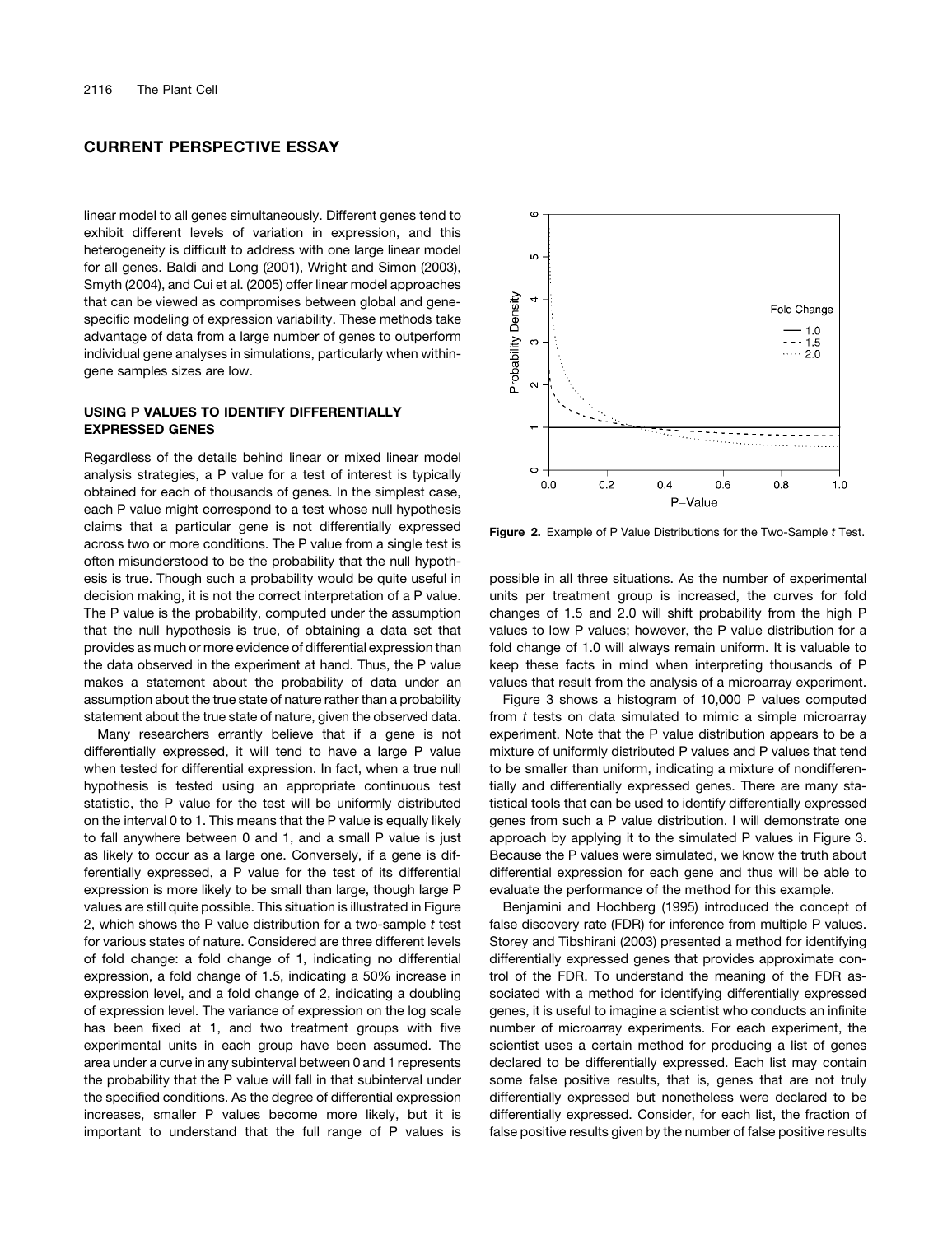## CURRENT PERSPECTIVE ESSAY

linear model to all genes simultaneously. Different genes tend to exhibit different levels of variation in expression, and this heterogeneity is difficult to address with one large linear model for all genes. Baldi and Long (2001), Wright and Simon (2003), Smyth (2004), and Cui et al. (2005) offer linear model approaches that can be viewed as compromises between global and gene-specific modeling of expression variability. These methods take advantage of data from a large number of genes to outperform individual gene analyses in simulations, particularly when within-gene samples sizes are low.

### USING P VALUES TO IDENTIFY DIFFERENTIALLY EXPRESSED GENES

Regardless of the details behind linear or mixed linear model analysis strategies, a P value for a test of interest is typically obtained for each of thousands of genes. In the simplest case, each P value might correspond to a test whose null hypothesis claims that a particular gene is not differentially expressed across two or more conditions. The P value from a single test is often misunderstood to be the probability that the null hypothesis is true. Though such a probability would be quite useful in decision making, it is not the correct interpretation of a P value. The P value is the probability, computed under the assumption that the null hypothesis is true, of obtaining a data set that provides as much or more evidence of differential expression than the data observed in the experiment at hand. Thus, the P value makes a statement about the probability of data under an assumption about the true state of nature rather than a probability statement about the true state of nature, given the observed data.

Many researchers errantly believe that if a gene is not differentially expressed, it will tend to have a large P value when tested for differential expression. In fact, when a true null hypothesis is tested using an appropriate continuous test statistic, the P value for the test will be uniformly distributed on the interval 0 to 1. This means that the P value is equally likely to fall anywhere between 0 and 1, and a small P value is just as likely to occur as a large one. Conversely, if a gene is differentially expressed, a P value for the test of its differential expression is more likely to be small than large, though large P values are still quite possible. This situation is illustrated in Figure 2, which shows the P value distribution for a two-sample *t* test for various states of nature. Considered are three different levels of fold change: a fold change of 1, indicating no differential expression, a fold change of 1.5, indicating a 50% increase in expression level, and a fold change of 2, indicating a doubling of expression level. The variance of expression on the log scale has been fixed at 1, and two treatment groups with five experimental units in each group have been assumed. The area under a curve in any subinterval between 0 and 1 represents the probability that the P value will fall in that subinterval under the specified conditions. As the degree of differential expression increases, smaller P values become more likely, but it is important to understand that the full range of P values is possible in all three situations. As the number of experimental units per treatment group is increased, the curves for fold changes of 1.5 and 2.0 will shift probability from the high P values to low P values; however, the P value distribution for a fold change of 1.0 will always remain uniform. It is valuable to keep these facts in mind when interpreting thousands of P values that result from the analysis of a microarray experiment.

**Figure 2.** Example of P Value Distributions for the Two-Sample *t* Test.

Figure 3 shows a histogram of 10,000 P values computed from *t* tests on data simulated to mimic a simple microarray experiment. Note that the P value distribution appears to be a mixture of uniformly distributed P values and P values that tend to be smaller than uniform, indicating a mixture of nondifferentially and differentially expressed genes. There are many statistical tools that can be used to identify differentially expressed genes from such a P value distribution. I will demonstrate one approach by applying it to the simulated P values in Figure 3. Because the P values were simulated, we know the truth about differential expression for each gene and thus will be able to evaluate the performance of the method for this example.

Benjamini and Hochberg (1995) introduced the concept of false discovery rate (FDR) for inference from multiple P values. Storey and Tibshirani (2003) presented a method for identifying differentially expressed genes that provides approximate control of the FDR. To understand the meaning of the FDR associated with a method for identifying differentially expressed genes, it is useful to imagine a scientist who conducts an infinite number of microarray experiments. For each experiment, the scientist uses a certain method for producing a list of genes declared to be differentially expressed. Each list may contain some false positive results, that is, genes that are not truly differentially expressed but nonetheless were declared to be differentially expressed. Consider, for each list, the fraction of false positive results given by the number of false positive results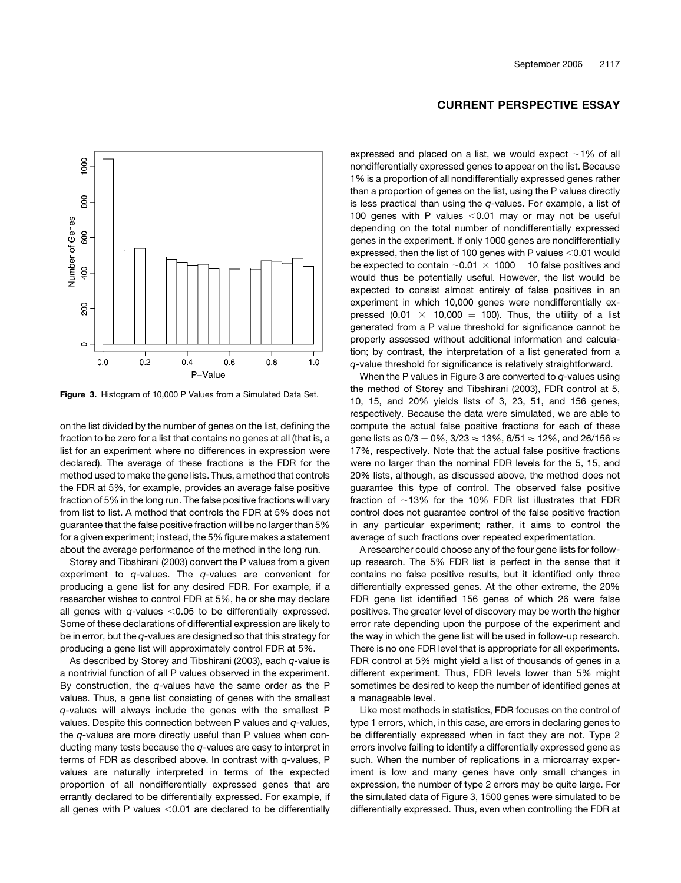**Figure 3.** Histogram of 10,000 P Values from a Simulated Data Set.

on the list divided by the number of genes on the list, defining the fraction to be zero for a list that contains no genes at all (that is, a list for an experiment where no differences in expression were declared). The average of these fractions is the FDR for the method used to make the gene lists. Thus, a method that controls the FDR at 5%, for example, provides an average false positive fraction of 5% in the long run. The false positive fractions will vary from list to list. A method that controls the FDR at 5% does not guarantee that the false positive fraction will be no larger than 5% for a given experiment; instead, the 5% figure makes a statement about the average performance of the method in the long run.

Storey and Tibshirani (2003) convert the P values from a given experiment to *q*-values. The *q*-values are convenient for producing a gene list for any desired FDR. For example, if a researcher wishes to control FDR at 5%, he or she may declare all genes with *q*-values $<0.05$ to be differentially expressed. Some of these declarations of differential expression are likely to be in error, but the *q*-values are designed so that this strategy for producing a gene list will approximately control FDR at 5%.

As described by Storey and Tibshirani (2003), each *q*-value is a nontrivial function of all P values observed in the experiment. By construction, the *q*-values have the same order as the P values. Thus, a gene list consisting of genes with the smallest *q*-values will always include the genes with the smallest P values. Despite this connection between P values and *q*-values, the *q*-values are more directly useful than P values when conducting many tests because the *q*-values are easy to interpret in terms of FDR as described above. In contrast with *q*-values, P values are naturally interpreted in terms of the expected proportion of all nondifferentially expressed genes that are errantly declared to be differentially expressed. For example, if all genes with P values $<0.01$ are declared to be differentially expressed and placed on a list, we would expect $\sim$1% of all nondifferentially expressed genes to appear on the list. Because 1% is a proportion of all nondifferentially expressed genes rather than a proportion of genes on the list, using the P values directly is less practical than using the *q*-values. For example, a list of 100 genes with P values $<0.01$ may or may not be useful depending on the total number of nondifferentially expressed genes in the experiment. If only 1000 genes are nondifferentially expressed, then the list of 100 genes with P values $<0.01$ would be expected to contain $\sim 0.01 \times 1000 = 10$ false positives and would thus be potentially useful. However, the list would be expected to consist almost entirely of false positives in an experiment in which 10,000 genes were nondifferentially expressed ($0.01 \times 10{,}000 = 100$). Thus, the utility of a list generated from a P value threshold for significance cannot be properly assessed without additional information and calculation; by contrast, the interpretation of a list generated from a *q*-value threshold for significance is relatively straightforward.

When the P values in Figure 3 are converted to *q*-values using the method of Storey and Tibshirani (2003), FDR control at 5, 10, 15, and 20% yields lists of 3, 23, 51, and 156 genes, respectively. Because the data were simulated, we are able to compute the actual false positive fractions for each of these gene lists as $0/3 = 0\%$, $3/23 \approx 13\%$, $6/51 \approx 12\%$, and $26/156 \approx 17\%$, respectively. Note that the actual false positive fractions were no larger than the nominal FDR levels for the 5, 15, and 20% lists, although, as discussed above, the method does not guarantee this type of control. The observed false positive fraction of $\sim$13% for the 10% FDR list illustrates that FDR control does not guarantee control of the false positive fraction in any particular experiment; rather, it aims to control the average of such fractions over repeated experimentation.

A researcher could choose any of the four gene lists for follow-up research. The 5% FDR list is perfect in the sense that it contains no false positive results, but it identified only three differentially expressed genes. At the other extreme, the 20% FDR gene list identified 156 genes of which 26 were false positives. The greater level of discovery may be worth the higher error rate depending upon the purpose of the experiment and the way in which the gene list will be used in follow-up research. There is no one FDR level that is appropriate for all experiments. FDR control at 5% might yield a list of thousands of genes in a different experiment. Thus, FDR levels lower than 5% might sometimes be desired to keep the number of identified genes at a manageable level.

Like most methods in statistics, FDR focuses on the control of type 1 errors, which, in this case, are errors in declaring genes to be differentially expressed when in fact they are not. Type 2 errors involve failing to identify a differentially expressed gene as such. When the number of replications in a microarray experiment is low and many genes have only small changes in expression, the number of type 2 errors may be quite large. For the simulated data of Figure 3, 1500 genes were simulated to be differentially expressed. Thus, even when controlling the FDR at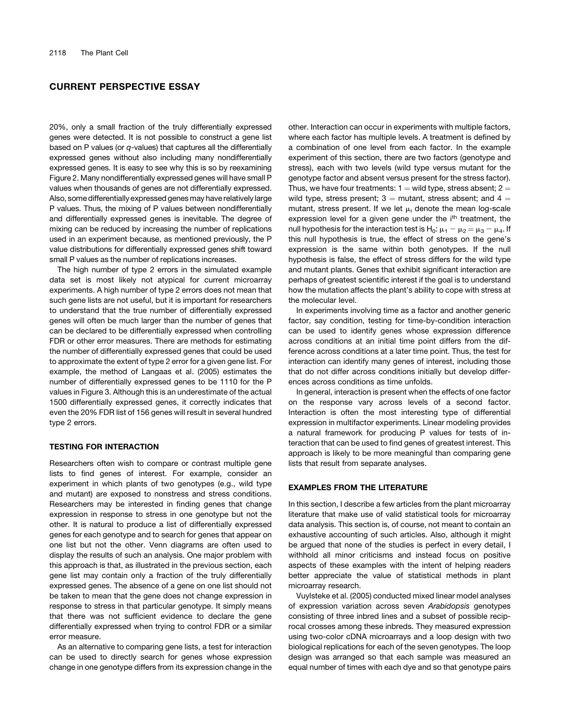## CURRENT PERSPECTIVE ESSAY

20%, only a small fraction of the truly differentially expressed genes were detected. It is not possible to construct a gene list based on P values (or *q*-values) that captures all the differentially expressed genes without also including many nondifferentially expressed genes. It is easy to see why this is so by reexamining Figure 2. Many nondifferentially expressed genes will have small P values when thousands of genes are not differentially expressed. Also, some differentially expressed genes may have relatively large P values. Thus, the mixing of P values between nondifferentially and differentially expressed genes is inevitable. The degree of mixing can be reduced by increasing the number of replications used in an experiment because, as mentioned previously, the P value distributions for differentially expressed genes shift toward small P values as the number of replications increases.

The high number of type 2 errors in the simulated example data set is most likely not atypical for current microarray experiments. A high number of type 2 errors does not mean that such gene lists are not useful, but it is important for researchers to understand that the true number of differentially expressed genes will often be much larger than the number of genes that can be declared to be differentially expressed when controlling FDR or other error measures. There are methods for estimating the number of differentially expressed genes that could be used to approximate the extent of type 2 error for a given gene list. For example, the method of Langaas et al. (2005) estimates the number of differentially expressed genes to be 1110 for the P values in Figure 3. Although this is an underestimate of the actual 1500 differentially expressed genes, it correctly indicates that even the 20% FDR list of 156 genes will result in several hundred type 2 errors.

### TESTING FOR INTERACTION

Researchers often wish to compare or contrast multiple gene lists to find genes of interest. For example, consider an experiment in which plants of two genotypes (e.g., wild type and mutant) are exposed to nonstress and stress conditions. Researchers may be interested in finding genes that change expression in response to stress in one genotype but not the other. It is natural to produce a list of differentially expressed genes for each genotype and to search for genes that appear on one list but not the other. Venn diagrams are often used to display the results of such an analysis. One major problem with this approach is that, as illustrated in the previous section, each gene list may contain only a fraction of the truly differentially expressed genes. The absence of a gene on one list should not be taken to mean that the gene does not change expression in response to stress in that particular genotype. It simply means that there was not sufficient evidence to declare the gene differentially expressed when trying to control FDR or a similar error measure.

As an alternative to comparing gene lists, a test for interaction can be used to directly search for genes whose expression change in one genotype differs from its expression change in the other. Interaction can occur in experiments with multiple factors, where each factor has multiple levels. A treatment is defined by a combination of one level from each factor. In the example experiment of this section, there are two factors (genotype and stress), each with two levels (wild type versus mutant for the genotype factor and absent versus present for the stress factor). Thus, we have four treatments: 1 = wild type, stress absent; 2 = wild type, stress present; 3 = mutant, stress absent; and 4 = mutant, stress present. If we let $\mu_i$ denote the mean log-scale expression level for a given gene under the $i^{th}$ treatment, the null hypothesis for the interaction test is $H_0$: $\mu_1 - \mu_2 = \mu_3 - \mu_4$. If this null hypothesis is true, the effect of stress on the gene's expression is the same within both genotypes. If the null hypothesis is false, the effect of stress differs for the wild type and mutant plants. Genes that exhibit significant interaction are perhaps of greatest scientific interest if the goal is to understand how the mutation affects the plant's ability to cope with stress at the molecular level.

In experiments involving time as a factor and another generic factor, say condition, testing for time-by-condition interaction can be used to identify genes whose expression difference across conditions at an initial time point differs from the difference across conditions at a later time point. Thus, the test for interaction can identify many genes of interest, including those that do not differ across conditions initially but develop differences across conditions as time unfolds.

In general, interaction is present when the effects of one factor on the response vary across levels of a second factor. Interaction is often the most interesting type of differential expression in multifactor experiments. Linear modeling provides a natural framework for producing P values for tests of interaction that can be used to find genes of greatest interest. This approach is likely to be more meaningful than comparing gene lists that result from separate analyses.

### EXAMPLES FROM THE LITERATURE

In this section, I describe a few articles from the plant microarray literature that make use of valid statistical tools for microarray data analysis. This section is, of course, not meant to contain an exhaustive accounting of such articles. Also, although it might be argued that none of the studies is perfect in every detail, I withhold all minor criticisms and instead focus on positive aspects of these examples with the intent of helping readers better appreciate the value of statistical methods in plant microarray research.

Vuylsteke et al. (2005) conducted mixed linear model analyses of expression variation across seven *Arabidopsis* genotypes consisting of three inbred lines and a subset of possible reciprocal crosses among these inbreds. They measured expression using two-color cDNA microarrays and a loop design with two biological replications for each of the seven genotypes. The loop design was arranged so that each sample was measured an equal number of times with each dye and so that genotype pairs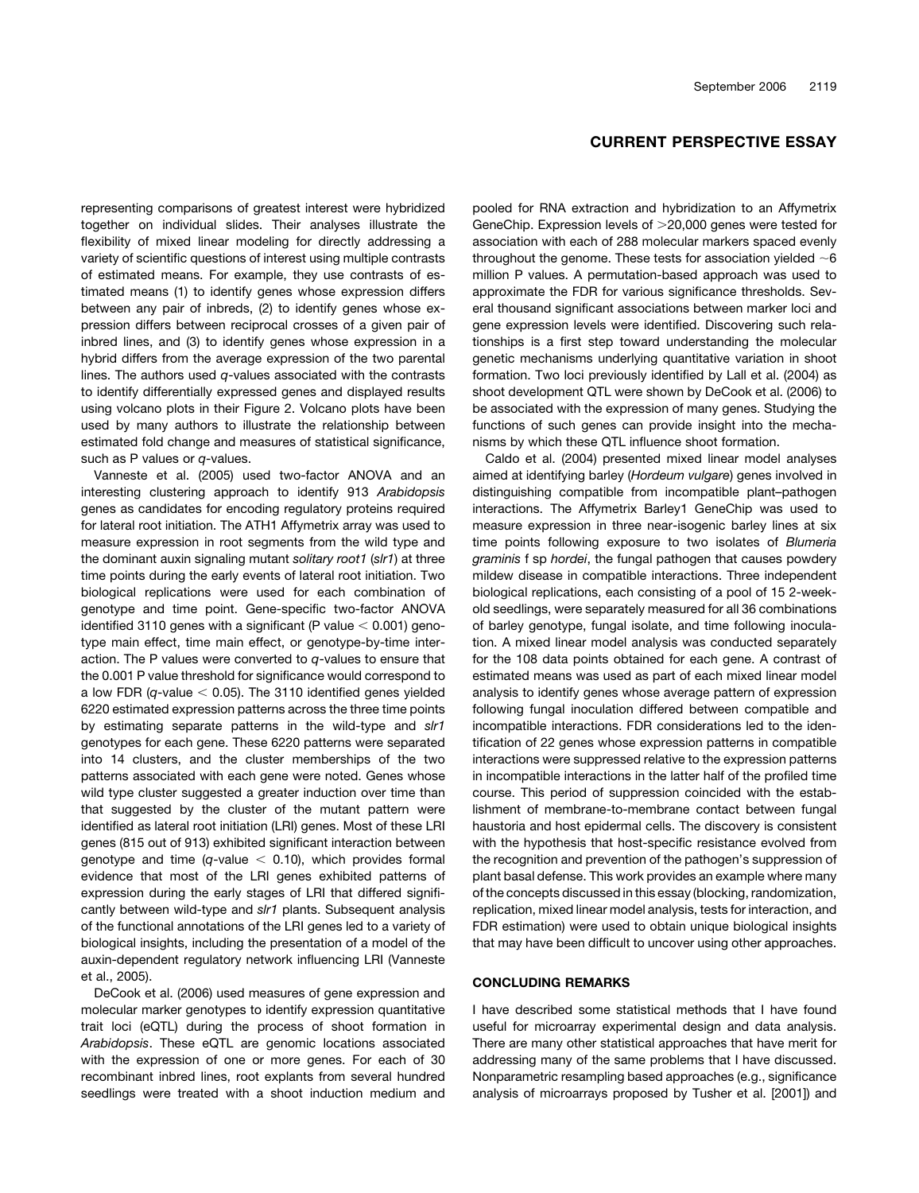representing comparisons of greatest interest were hybridized together on individual slides. Their analyses illustrate the flexibility of mixed linear modeling for directly addressing a variety of scientific questions of interest using multiple contrasts of estimated means. For example, they use contrasts of estimated means (1) to identify genes whose expression differs between any pair of inbreds, (2) to identify genes whose expression differs between reciprocal crosses of a given pair of inbred lines, and (3) to identify genes whose expression in a hybrid differs from the average expression of the two parental lines. The authors used *q*-values associated with the contrasts to identify differentially expressed genes and displayed results using volcano plots in their Figure 2. Volcano plots have been used by many authors to illustrate the relationship between estimated fold change and measures of statistical significance, such as P values or *q*-values.

Vanneste et al. (2005) used two-factor ANOVA and an interesting clustering approach to identify 913 *Arabidopsis* genes as candidates for encoding regulatory proteins required for lateral root initiation. The ATH1 Affymetrix array was used to measure expression in root segments from the wild type and the dominant auxin signaling mutant *solitary root1* (*slr1*) at three time points during the early events of lateral root initiation. Two biological replications were used for each combination of genotype and time point. Gene-specific two-factor ANOVA identified 3110 genes with a significant (P value $< 0.001$) genotype main effect, time main effect, or genotype-by-time interaction. The P values were converted to *q*-values to ensure that the 0.001 P value threshold for significance would correspond to a low FDR (*q*-value $< 0.05$). The 3110 identified genes yielded 6220 estimated expression patterns across the three time points by estimating separate patterns in the wild-type and *slr1* genotypes for each gene. These 6220 patterns were separated into 14 clusters, and the cluster memberships of the two patterns associated with each gene were noted. Genes whose wild type cluster suggested a greater induction over time than that suggested by the cluster of the mutant pattern were identified as lateral root initiation (LRI) genes. Most of these LRI genes (815 out of 913) exhibited significant interaction between genotype and time (*q*-value $< 0.10$), which provides formal evidence that most of the LRI genes exhibited patterns of expression during the early stages of LRI that differed significantly between wild-type and *slr1* plants. Subsequent analysis of the functional annotations of the LRI genes led to a variety of biological insights, including the presentation of a model of the auxin-dependent regulatory network influencing LRI (Vanneste et al., 2005).

DeCook et al. (2006) used measures of gene expression and molecular marker genotypes to identify expression quantitative trait loci (eQTL) during the process of shoot formation in *Arabidopsis*. These eQTL are genomic locations associated with the expression of one or more genes. For each of 30 recombinant inbred lines, root explants from several hundred seedlings were treated with a shoot induction medium and pooled for RNA extraction and hybridization to an Affymetrix GeneChip. Expression levels of >20,000 genes were tested for association with each of 288 molecular markers spaced evenly throughout the genome. These tests for association yielded ~6 million P values. A permutation-based approach was used to approximate the FDR for various significance thresholds. Several thousand significant associations between marker loci and gene expression levels were identified. Discovering such relationships is a first step toward understanding the molecular genetic mechanisms underlying quantitative variation in shoot formation. Two loci previously identified by Lall et al. (2004) as shoot development QTL were shown by DeCook et al. (2006) to be associated with the expression of many genes. Studying the functions of such genes can provide insight into the mechanisms by which these QTL influence shoot formation.

Caldo et al. (2004) presented mixed linear model analyses aimed at identifying barley (*Hordeum vulgare*) genes involved in distinguishing compatible from incompatible plant–pathogen interactions. The Affymetrix Barley1 GeneChip was used to measure expression in three near-isogenic barley lines at six time points following exposure to two isolates of *Blumeria graminis* f sp *hordei*, the fungal pathogen that causes powdery mildew disease in compatible interactions. Three independent biological replications, each consisting of a pool of 15 2-week-old seedlings, were separately measured for all 36 combinations of barley genotype, fungal isolate, and time following inoculation. A mixed linear model analysis was conducted separately for the 108 data points obtained for each gene. A contrast of estimated means was used as part of each mixed linear model analysis to identify genes whose average pattern of expression following fungal inoculation differed between compatible and incompatible interactions. FDR considerations led to the identification of 22 genes whose expression patterns in compatible interactions were suppressed relative to the expression patterns in incompatible interactions in the latter half of the profiled time course. This period of suppression coincided with the establishment of membrane-to-membrane contact between fungal haustoria and host epidermal cells. The discovery is consistent with the hypothesis that host-specific resistance evolved from the recognition and prevention of the pathogen's suppression of plant basal defense. This work provides an example where many of the concepts discussed in this essay (blocking, randomization, replication, mixed linear model analysis, tests for interaction, and FDR estimation) were used to obtain unique biological insights that may have been difficult to uncover using other approaches.

## CONCLUDING REMARKS

I have described some statistical methods that I have found useful for microarray experimental design and data analysis. There are many other statistical approaches that have merit for addressing many of the same problems that I have discussed. Nonparametric resampling based approaches (e.g., significance analysis of microarrays proposed by Tusher et al. [2001]) and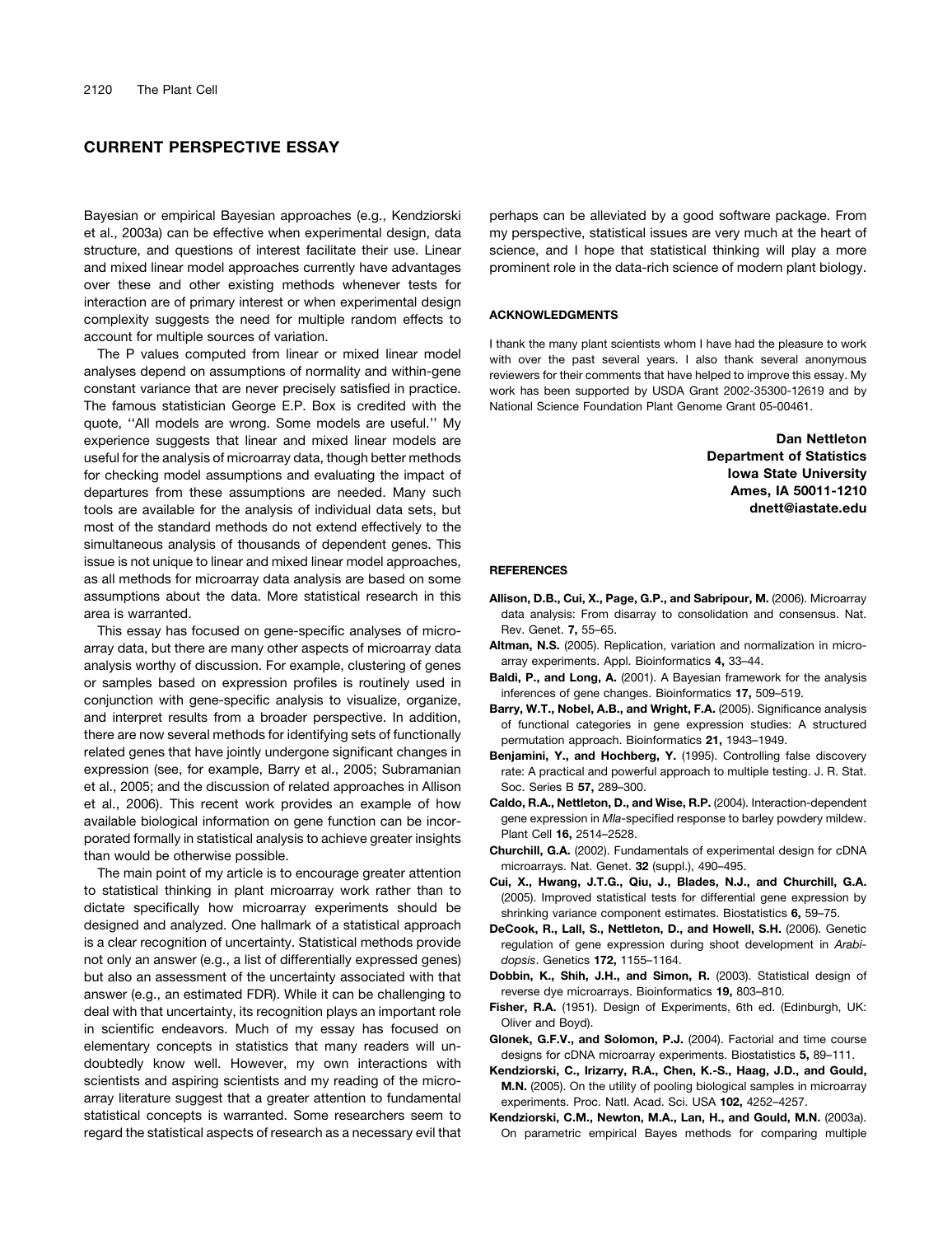## CURRENT PERSPECTIVE ESSAY

Bayesian or empirical Bayesian approaches (e.g., Kendziorski et al., 2003a) can be effective when experimental design, data structure, and questions of interest facilitate their use. Linear and mixed linear model approaches currently have advantages over these and other existing methods whenever tests for interaction are of primary interest or when experimental design complexity suggests the need for multiple random effects to account for multiple sources of variation.

The P values computed from linear or mixed linear model analyses depend on assumptions of normality and within-gene constant variance that are never precisely satisfied in practice. The famous statistician George E.P. Box is credited with the quote, ''All models are wrong. Some models are useful.'' My experience suggests that linear and mixed linear models are useful for the analysis of microarray data, though better methods for checking model assumptions and evaluating the impact of departures from these assumptions are needed. Many such tools are available for the analysis of individual data sets, but most of the standard methods do not extend effectively to the simultaneous analysis of thousands of dependent genes. This issue is not unique to linear and mixed linear model approaches, as all methods for microarray data analysis are based on some assumptions about the data. More statistical research in this area is warranted.

This essay has focused on gene-specific analyses of microarray data, but there are many other aspects of microarray data analysis worthy of discussion. For example, clustering of genes or samples based on expression profiles is routinely used in conjunction with gene-specific analysis to visualize, organize, and interpret results from a broader perspective. In addition, there are now several methods for identifying sets of functionally related genes that have jointly undergone significant changes in expression (see, for example, Barry et al., 2005; Subramanian et al., 2005; and the discussion of related approaches in Allison et al., 2006). This recent work provides an example of how available biological information on gene function can be incorporated formally in statistical analysis to achieve greater insights than would be otherwise possible.

The main point of my article is to encourage greater attention to statistical thinking in plant microarray work rather than to dictate specifically how microarray experiments should be designed and analyzed. One hallmark of a statistical approach is a clear recognition of uncertainty. Statistical methods provide not only an answer (e.g., a list of differentially expressed genes) but also an assessment of the uncertainty associated with that answer (e.g., an estimated FDR). While it can be challenging to deal with that uncertainty, its recognition plays an important role in scientific endeavors. Much of my essay has focused on elementary concepts in statistics that many readers will undoubtedly know well. However, my own interactions with scientists and aspiring scientists and my reading of the microarray literature suggest that a greater attention to fundamental statistical concepts is warranted. Some researchers seem to regard the statistical aspects of research as a necessary evil that perhaps can be alleviated by a good software package. From my perspective, statistical issues are very much at the heart of science, and I hope that statistical thinking will play a more prominent role in the data-rich science of modern plant biology.

### ACKNOWLEDGMENTS

I thank the many plant scientists whom I have had the pleasure to work with over the past several years. I also thank several anonymous reviewers for their comments that have helped to improve this essay. My work has been supported by USDA Grant 2002-35300-12619 and by National Science Foundation Plant Genome Grant 05-00461.

**Dan Nettleton**
**Department of Statistics**
**Iowa State University**
**Ames, IA 50011-1210**
**dnett@iastate.edu**

### REFERENCES

**Allison, D.B., Cui, X., Page, G.P., and Sabripour, M.** (2006). Microarray data analysis: From disarray to consolidation and consensus. Nat. Rev. Genet. **7,** 55–65.

**Altman, N.S.** (2005). Replication, variation and normalization in microarray experiments. Appl. Bioinformatics **4,** 33–44.

**Baldi, P., and Long, A.** (2001). A Bayesian framework for the analysis inferences of gene changes. Bioinformatics **17,** 509–519.

**Barry, W.T., Nobel, A.B., and Wright, F.A.** (2005). Significance analysis of functional categories in gene expression studies: A structured permutation approach. Bioinformatics **21,** 1943–1949.

**Benjamini, Y., and Hochberg, Y.** (1995). Controlling false discovery rate: A practical and powerful approach to multiple testing. J. R. Stat. Soc. Series B **57,** 289–300.

**Caldo, R.A., Nettleton, D., and Wise, R.P.** (2004). Interaction-dependent gene expression in *Mla*-specified response to barley powdery mildew. Plant Cell **16,** 2514–2528.

**Churchill, G.A.** (2002). Fundamentals of experimental design for cDNA microarrays. Nat. Genet. **32** (suppl.), 490–495.

**Cui, X., Hwang, J.T.G., Qiu, J., Blades, N.J., and Churchill, G.A.** (2005). Improved statistical tests for differential gene expression by shrinking variance component estimates. Biostatistics **6,** 59–75.

**DeCook, R., Lall, S., Nettleton, D., and Howell, S.H.** (2006). Genetic regulation of gene expression during shoot development in *Arabidopsis*. Genetics **172,** 1155–1164.

**Dobbin, K., Shih, J.H., and Simon, R.** (2003). Statistical design of reverse dye microarrays. Bioinformatics **19,** 803–810.

**Fisher, R.A.** (1951). Design of Experiments, 6th ed. (Edinburgh, UK: Oliver and Boyd).

**Glonek, G.F.V., and Solomon, P.J.** (2004). Factorial and time course designs for cDNA microarray experiments. Biostatistics **5,** 89–111.

**Kendziorski, C., Irizarry, R.A., Chen, K.-S., Haag, J.D., and Gould, M.N.** (2005). On the utility of pooling biological samples in microarray experiments. Proc. Natl. Acad. Sci. USA **102,** 4252–4257.

**Kendziorski, C.M., Newton, M.A., Lan, H., and Gould, M.N.** (2003a). On parametric empirical Bayes methods for comparing multiple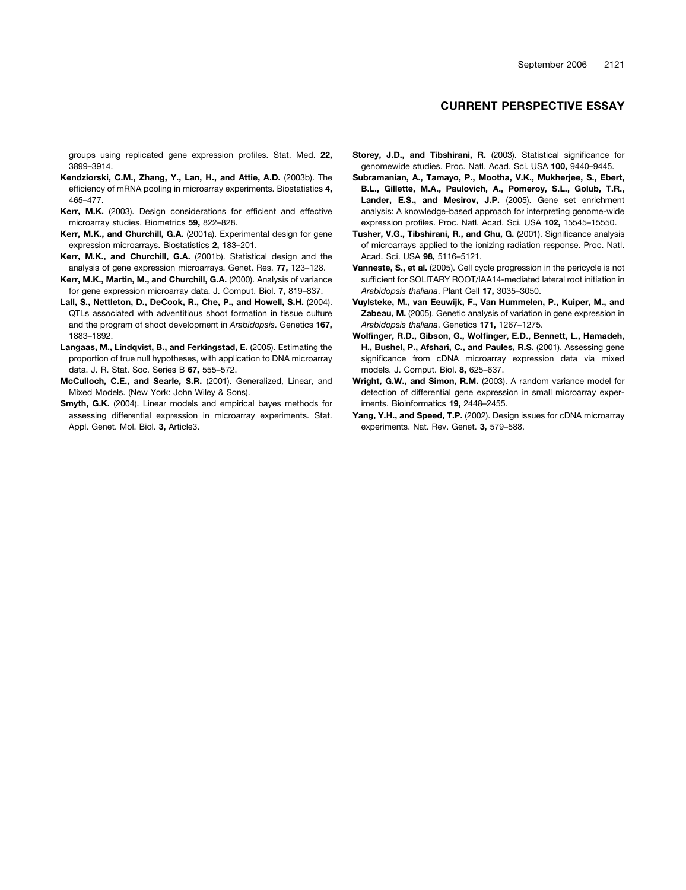groups using replicated gene expression profiles. Stat. Med. **22,** 3899–3914.

**Kendziorski, C.M., Zhang, Y., Lan, H., and Attie, A.D.** (2003b). The efficiency of mRNA pooling in microarray experiments. Biostatistics **4,** 465–477.

**Kerr, M.K.** (2003). Design considerations for efficient and effective microarray studies. Biometrics **59,** 822–828.

**Kerr, M.K., and Churchill, G.A.** (2001a). Experimental design for gene expression microarrays. Biostatistics **2,** 183–201.

**Kerr, M.K., and Churchill, G.A.** (2001b). Statistical design and the analysis of gene expression microarrays. Genet. Res. **77,** 123–128.

**Kerr, M.K., Martin, M., and Churchill, G.A.** (2000). Analysis of variance for gene expression microarray data. J. Comput. Biol. **7,** 819–837.

**Lall, S., Nettleton, D., DeCook, R., Che, P., and Howell, S.H.** (2004). QTLs associated with adventitious shoot formation in tissue culture and the program of shoot development in *Arabidopsis*. Genetics **167,** 1883–1892.

**Langaas, M., Lindqvist, B., and Ferkingstad, E.** (2005). Estimating the proportion of true null hypotheses, with application to DNA microarray data. J. R. Stat. Soc. Series B **67,** 555–572.

**McCulloch, C.E., and Searle, S.R.** (2001). Generalized, Linear, and Mixed Models. (New York: John Wiley & Sons).

**Smyth, G.K.** (2004). Linear models and empirical bayes methods for assessing differential expression in microarray experiments. Stat. Appl. Genet. Mol. Biol. **3,** Article3.

**Storey, J.D., and Tibshirani, R.** (2003). Statistical significance for genomewide studies. Proc. Natl. Acad. Sci. USA **100,** 9440–9445.

**Subramanian, A., Tamayo, P., Mootha, V.K., Mukherjee, S., Ebert, B.L., Gillette, M.A., Paulovich, A., Pomeroy, S.L., Golub, T.R., Lander, E.S., and Mesirov, J.P.** (2005). Gene set enrichment analysis: A knowledge-based approach for interpreting genome-wide expression profiles. Proc. Natl. Acad. Sci. USA **102,** 15545–15550.

**Tusher, V.G., Tibshirani, R., and Chu, G.** (2001). Significance analysis of microarrays applied to the ionizing radiation response. Proc. Natl. Acad. Sci. USA **98,** 5116–5121.

**Vanneste, S., et al.** (2005). Cell cycle progression in the pericycle is not sufficient for SOLITARY ROOT/IAA14-mediated lateral root initiation in *Arabidopsis thaliana*. Plant Cell **17,** 3035–3050.

**Vuylsteke, M., van Eeuwijk, F., Van Hummelen, P., Kuiper, M., and Zabeau, M.** (2005). Genetic analysis of variation in gene expression in *Arabidopsis thaliana*. Genetics **171,** 1267–1275.

**Wolfinger, R.D., Gibson, G., Wolfinger, E.D., Bennett, L., Hamadeh, H., Bushel, P., Afshari, C., and Paules, R.S.** (2001). Assessing gene significance from cDNA microarray expression data via mixed models. J. Comput. Biol. **8,** 625–637.

**Wright, G.W., and Simon, R.M.** (2003). A random variance model for detection of differential gene expression in small microarray experiments. Bioinformatics **19,** 2448–2455.

**Yang, Y.H., and Speed, T.P.** (2002). Design issues for cDNA microarray experiments. Nat. Rev. Genet. **3,** 579–588.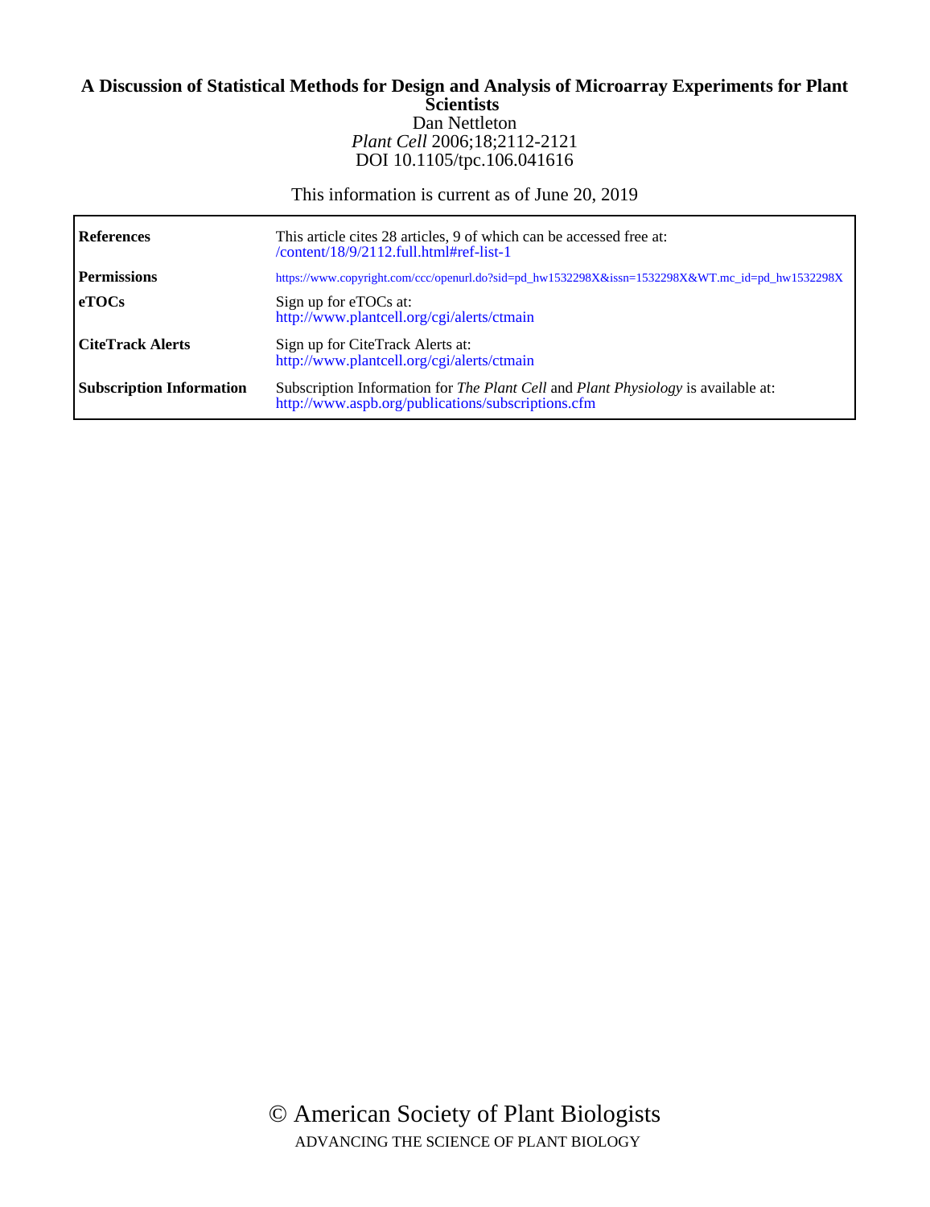**A Discussion of Statistical Methods for Design and Analysis of Microarray Experiments for Plant Scientists**

Dan Nettleton

*Plant Cell* 2006;18;2112-2121

DOI 10.1105/tpc.106.041616

This information is current as of June 20, 2019

| | |
|---|---|
| **References** | This article cites 28 articles, 9 of which can be accessed free at: /content/18/9/2112.full.html#ref-list-1 |
| **Permissions** | https://www.copyright.com/ccc/openurl.do?sid=pd_hw1532298X&issn=1532298X&WT.mc_id=pd_hw1532298X |
| **eTOCs** | Sign up for eTOCs at: http://www.plantcell.org/cgi/alerts/ctmain |
| **CiteTrack Alerts** | Sign up for CiteTrack Alerts at: http://www.plantcell.org/cgi/alerts/ctmain |
| **Subscription Information** | Subscription Information for *The Plant Cell* and *Plant Physiology* is available at: http://www.aspb.org/publications/subscriptions.cfm |

© American Society of Plant Biologists

ADVANCING THE SCIENCE OF PLANT BIOLOGY